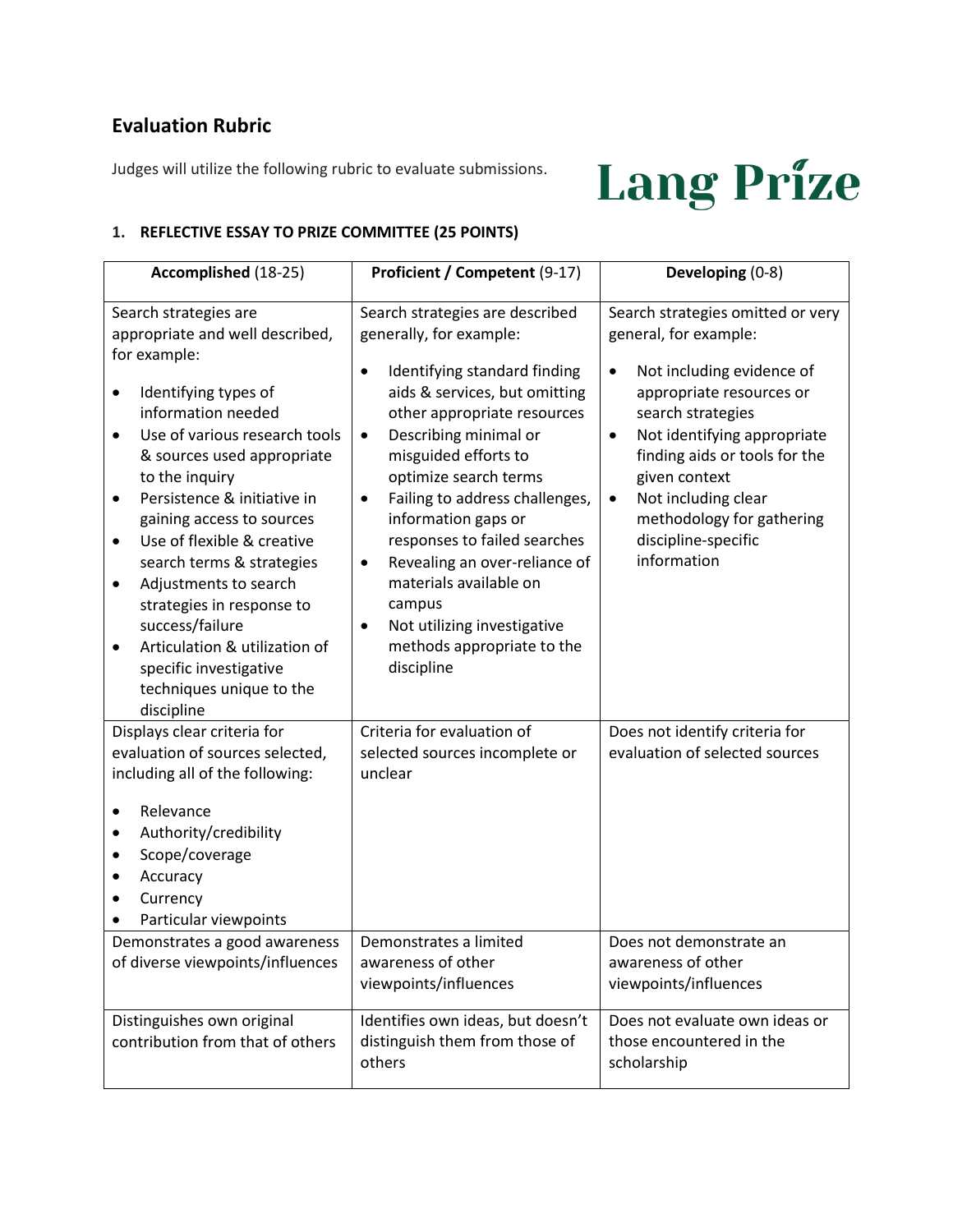## Evaluation Rubric

Judges will utilize the following rubric to evaluate submissions.

**Lang Prize**

### 1. REFLECTIVE ESSAY TO PRIZE COMMITTEE (25 POINTS)

| **Accomplished** (18-25) | **Proficient / Competent** (9-17) | **Developing** (0-8) |
|---|---|---|
| Search strategies are appropriate and well described, for example:<br>• Identifying types of information needed<br>• Use of various research tools & sources used appropriate to the inquiry<br>• Persistence & initiative in gaining access to sources<br>• Use of flexible & creative search terms & strategies<br>• Adjustments to search strategies in response to success/failure<br>• Articulation & utilization of specific investigative techniques unique to the discipline | Search strategies are described generally, for example:<br>• Identifying standard finding aids & services, but omitting other appropriate resources<br>• Describing minimal or misguided efforts to optimize search terms<br>• Failing to address challenges, information gaps or responses to failed searches<br>• Revealing an over-reliance of materials available on campus<br>• Not utilizing investigative methods appropriate to the discipline | Search strategies omitted or very general, for example:<br>• Not including evidence of appropriate resources or search strategies<br>• Not identifying appropriate finding aids or tools for the given context<br>• Not including clear methodology for gathering discipline-specific information |
| Displays clear criteria for evaluation of sources selected, including all of the following:<br>• Relevance<br>• Authority/credibility<br>• Scope/coverage<br>• Accuracy<br>• Currency<br>• Particular viewpoints | Criteria for evaluation of selected sources incomplete or unclear | Does not identify criteria for evaluation of selected sources |
| Demonstrates a good awareness of diverse viewpoints/influences | Demonstrates a limited awareness of other viewpoints/influences | Does not demonstrate an awareness of other viewpoints/influences |
| Distinguishes own original contribution from that of others | Identifies own ideas, but doesn't distinguish them from those of others | Does not evaluate own ideas or those encountered in the scholarship |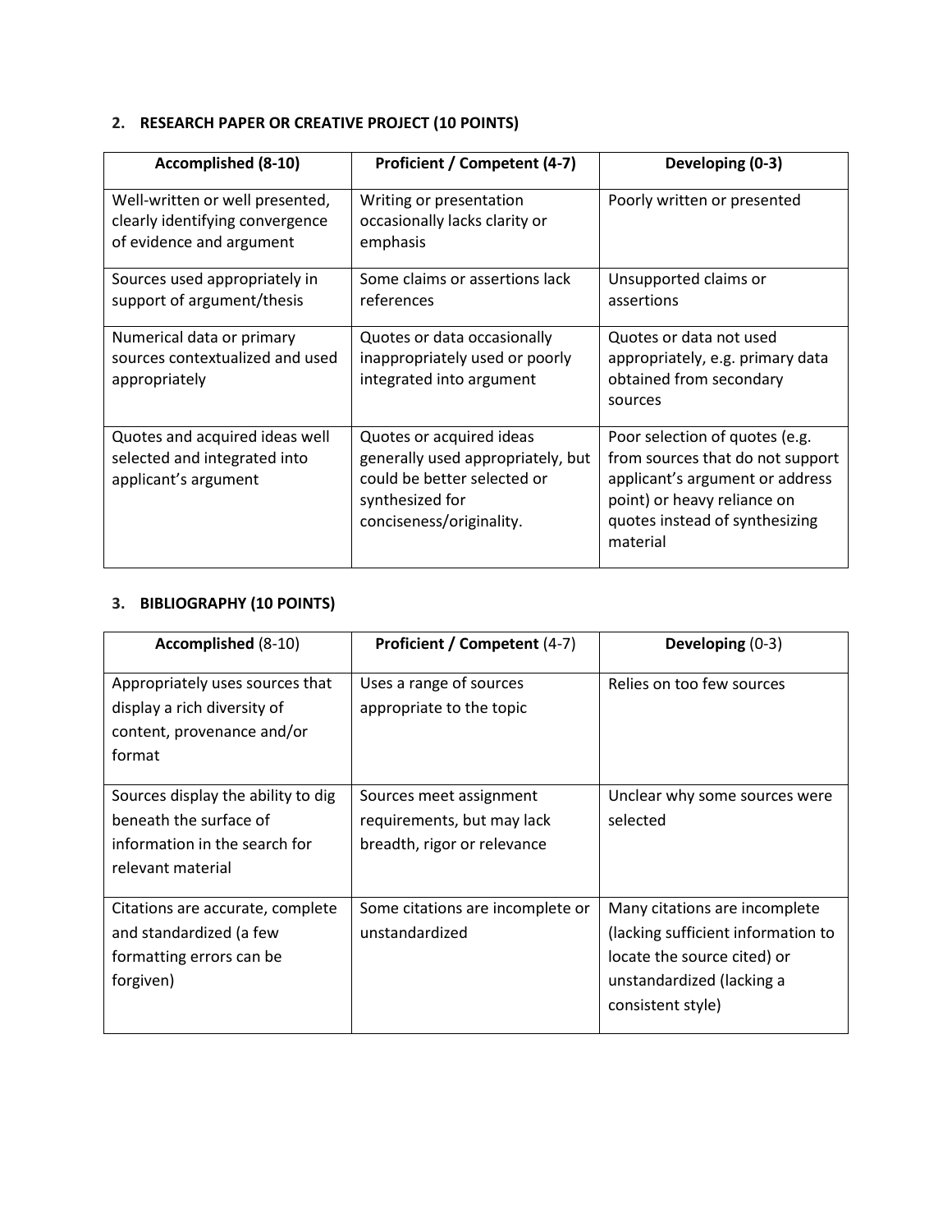## 2. RESEARCH PAPER OR CREATIVE PROJECT (10 POINTS)

| Accomplished (8-10) | Proficient / Competent (4-7) | Developing (0-3) |
|---|---|---|
| Well-written or well presented, clearly identifying convergence of evidence and argument | Writing or presentation occasionally lacks clarity or emphasis | Poorly written or presented |
| Sources used appropriately in support of argument/thesis | Some claims or assertions lack references | Unsupported claims or assertions |
| Numerical data or primary sources contextualized and used appropriately | Quotes or data occasionally inappropriately used or poorly integrated into argument | Quotes or data not used appropriately, e.g. primary data obtained from secondary sources |
| Quotes and acquired ideas well selected and integrated into applicant's argument | Quotes or acquired ideas generally used appropriately, but could be better selected or synthesized for conciseness/originality. | Poor selection of quotes (e.g. from sources that do not support applicant's argument or address point) or heavy reliance on quotes instead of synthesizing material |

## 3. BIBLIOGRAPHY (10 POINTS)

| **Accomplished** (8-10) | **Proficient / Competent** (4-7) | **Developing** (0-3) |
|---|---|---|
| Appropriately uses sources that display a rich diversity of content, provenance and/or format | Uses a range of sources appropriate to the topic | Relies on too few sources |
| Sources display the ability to dig beneath the surface of information in the search for relevant material | Sources meet assignment requirements, but may lack breadth, rigor or relevance | Unclear why some sources were selected |
| Citations are accurate, complete and standardized (a few formatting errors can be forgiven) | Some citations are incomplete or unstandardized | Many citations are incomplete (lacking sufficient information to locate the source cited) or unstandardized (lacking a consistent style) |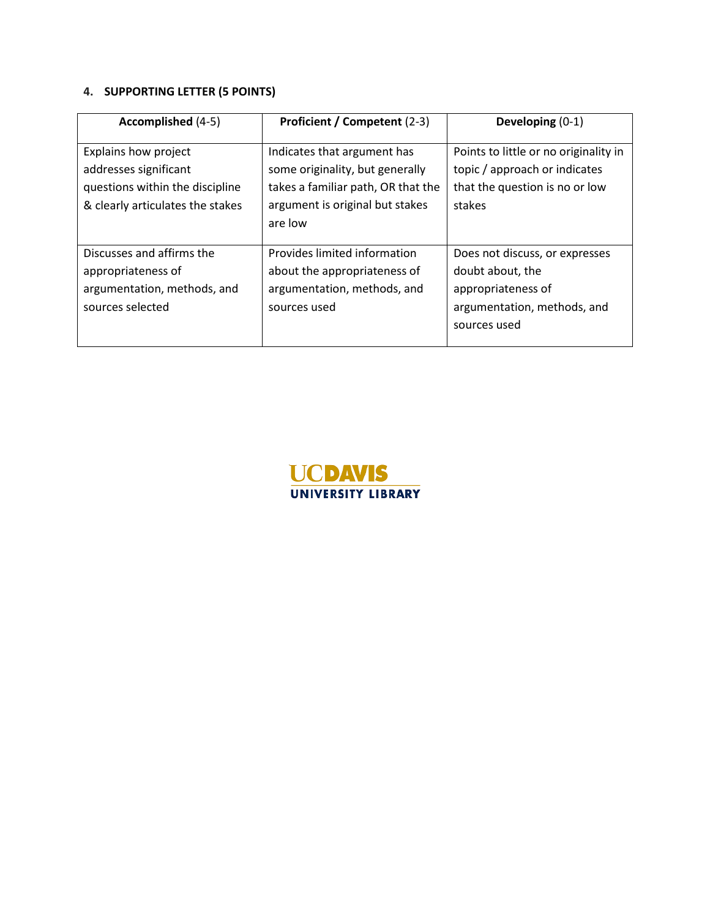### 4. SUPPORTING LETTER (5 POINTS)

| **Accomplished** (4-5) | **Proficient / Competent** (2-3) | **Developing** (0-1) |
|---|---|---|
| Explains how project addresses significant questions within the discipline & clearly articulates the stakes | Indicates that argument has some originality, but generally takes a familiar path, OR that the argument is original but stakes are low | Points to little or no originality in topic / approach or indicates that the question is no or low stakes |
| Discusses and affirms the appropriateness of argumentation, methods, and sources selected | Provides limited information about the appropriateness of argumentation, methods, and sources used | Does not discuss, or expresses doubt about, the appropriateness of argumentation, methods, and sources used |

UCDAVIS
UNIVERSITY LIBRARY